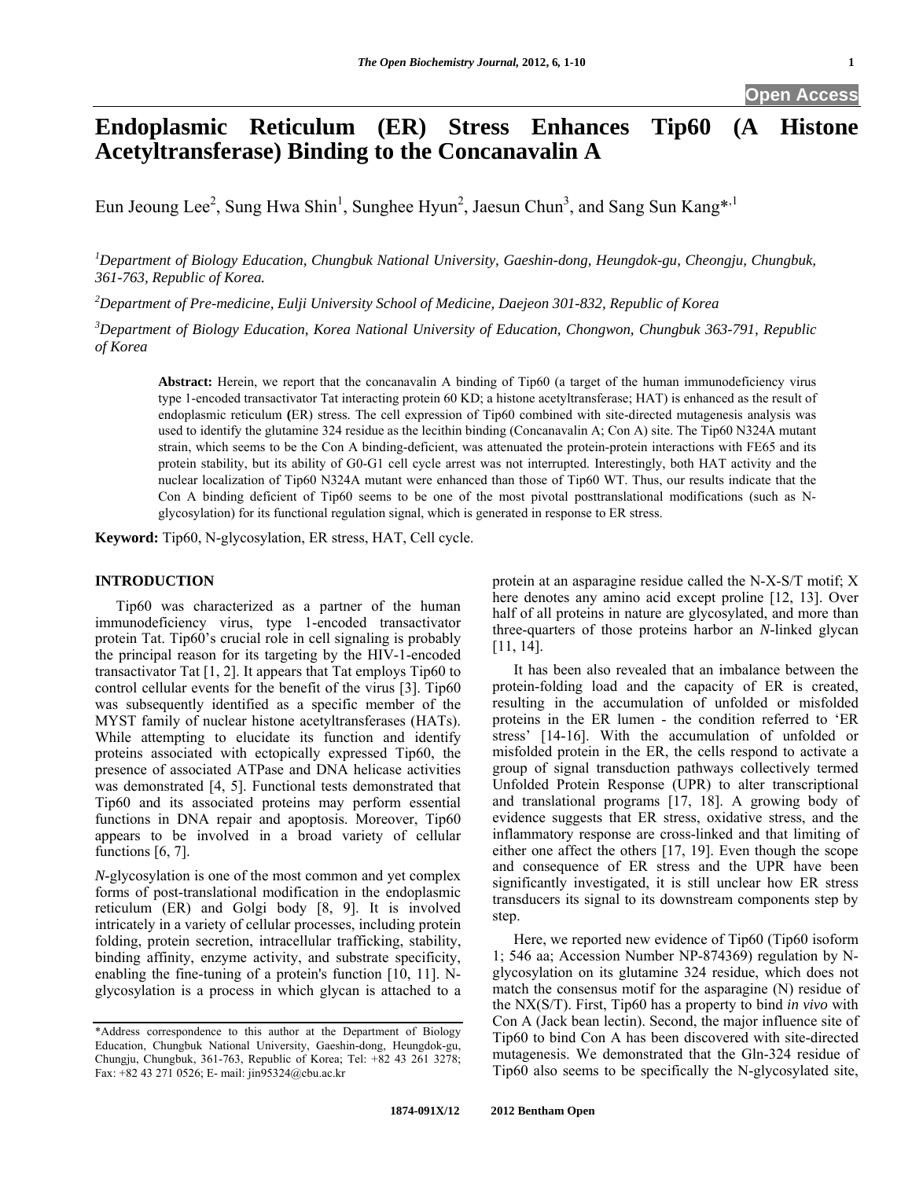Open Access

# Endoplasmic Reticulum (ER) Stress Enhances Tip60 (A Histone Acetyltransferase) Binding to the Concanavalin A

Eun Jeoung Lee[2], Sung Hwa Shin[1], Sunghee Hyun[2], Jaesun Chun[3], and Sang Sun Kang*[,1]

[1]*Department of Biology Education, Chungbuk National University, Gaeshin-dong, Heungdok-gu, Cheongju, Chungbuk, 361-763, Republic of Korea.*

[2]*Department of Pre-medicine, Eulji University School of Medicine, Daejeon 301-832, Republic of Korea*

[3]*Department of Biology Education, Korea National University of Education, Chongwon, Chungbuk 363-791, Republic of Korea*

**Abstract:** Herein, we report that the concanavalin A binding of Tip60 (a target of the human immunodeficiency virus type 1-encoded transactivator Tat interacting protein 60 KD; a histone acetyltransferase; HAT) is enhanced as the result of endoplasmic reticulum **(**ER) stress. The cell expression of Tip60 combined with site-directed mutagenesis analysis was used to identify the glutamine 324 residue as the lecithin binding (Concanavalin A; Con A) site. The Tip60 N324A mutant strain, which seems to be the Con A binding-deficient, was attenuated the protein-protein interactions with FE65 and its protein stability, but its ability of G0-G1 cell cycle arrest was not interrupted. Interestingly, both HAT activity and the nuclear localization of Tip60 N324A mutant were enhanced than those of Tip60 WT. Thus, our results indicate that the Con A binding deficient of Tip60 seems to be one of the most pivotal posttranslational modifications (such as N-glycosylation) for its functional regulation signal, which is generated in response to ER stress.

**Keyword:** Tip60, N-glycosylation, ER stress, HAT, Cell cycle.

## INTRODUCTION

Tip60 was characterized as a partner of the human immunodeficiency virus, type 1-encoded transactivator protein Tat. Tip60's crucial role in cell signaling is probably the principal reason for its targeting by the HIV-1-encoded transactivator Tat [1, 2]. It appears that Tat employs Tip60 to control cellular events for the benefit of the virus [3]. Tip60 was subsequently identified as a specific member of the MYST family of nuclear histone acetyltransferases (HATs). While attempting to elucidate its function and identify proteins associated with ectopically expressed Tip60, the presence of associated ATPase and DNA helicase activities was demonstrated [4, 5]. Functional tests demonstrated that Tip60 and its associated proteins may perform essential functions in DNA repair and apoptosis. Moreover, Tip60 appears to be involved in a broad variety of cellular functions [6, 7].

*N*-glycosylation is one of the most common and yet complex forms of post-translational modification in the endoplasmic reticulum (ER) and Golgi body [8, 9]. It is involved intricately in a variety of cellular processes, including protein folding, protein secretion, intracellular trafficking, stability, binding affinity, enzyme activity, and substrate specificity, enabling the fine-tuning of a protein's function [10, 11]. N-glycosylation is a process in which glycan is attached to a protein at an asparagine residue called the N-X-S/T motif; X here denotes any amino acid except proline [12, 13]. Over half of all proteins in nature are glycosylated, and more than three-quarters of those proteins harbor an *N*-linked glycan [11, 14].

It has been also revealed that an imbalance between the protein-folding load and the capacity of ER is created, resulting in the accumulation of unfolded or misfolded proteins in the ER lumen - the condition referred to 'ER stress' [14-16]. With the accumulation of unfolded or misfolded protein in the ER, the cells respond to activate a group of signal transduction pathways collectively termed Unfolded Protein Response (UPR) to alter transcriptional and translational programs [17, 18]. A growing body of evidence suggests that ER stress, oxidative stress, and the inflammatory response are cross-linked and that limiting of either one affect the others [17, 19]. Even though the scope and consequence of ER stress and the UPR have been significantly investigated, it is still unclear how ER stress transducers its signal to its downstream components step by step.

Here, we reported new evidence of Tip60 (Tip60 isoform 1; 546 aa; Accession Number NP-874369) regulation by N-glycosylation on its glutamine 324 residue, which does not match the consensus motif for the asparagine (N) residue of the NX(S/T). First, Tip60 has a property to bind *in vivo* with Con A (Jack bean lectin). Second, the major influence site of Tip60 to bind Con A has been discovered with site-directed mutagenesis. We demonstrated that the Gln-324 residue of Tip60 also seems to be specifically the N-glycosylated site,

*Address correspondence to this author at the Department of Biology Education, Chungbuk National University, Gaeshin-dong, Heungdok-gu, Chungju, Chungbuk, 361-763, Republic of Korea; Tel: +82 43 261 3278; Fax: +82 43 271 0526; E- mail: jin95324@cbu.ac.kr

1874-091X/12 2012 Bentham Open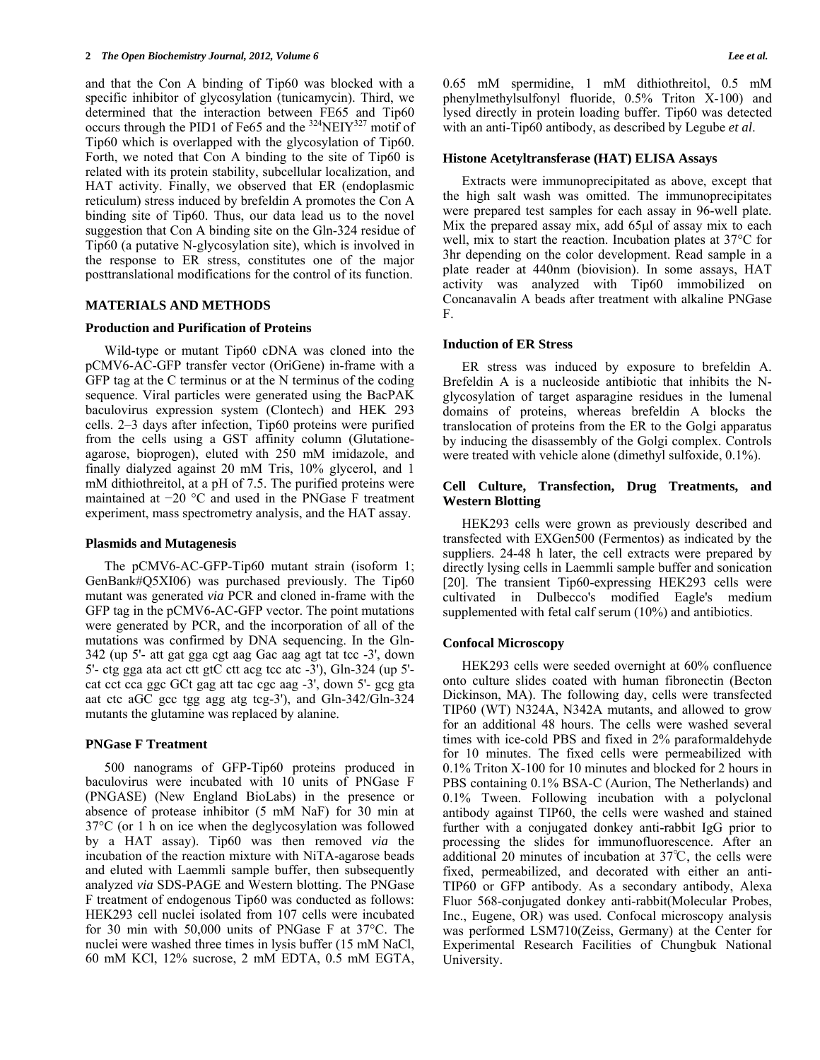and that the Con A binding of Tip60 was blocked with a specific inhibitor of glycosylation (tunicamycin). Third, we determined that the interaction between FE65 and Tip60 occurs through the PID1 of Fe65 and the $^{324}$NEIY$^{327}$ motif of Tip60 which is overlapped with the glycosylation of Tip60. Forth, we noted that Con A binding to the site of Tip60 is related with its protein stability, subcellular localization, and HAT activity. Finally, we observed that ER (endoplasmic reticulum) stress induced by brefeldin A promotes the Con A binding site of Tip60. Thus, our data lead us to the novel suggestion that Con A binding site on the Gln-324 residue of Tip60 (a putative N-glycosylation site), which is involved in the response to ER stress, constitutes one of the major posttranslational modifications for the control of its function.

## MATERIALS AND METHODS

### Production and Purification of Proteins

Wild-type or mutant Tip60 cDNA was cloned into the pCMV6-AC-GFP transfer vector (OriGene) in-frame with a GFP tag at the C terminus or at the N terminus of the coding sequence. Viral particles were generated using the BacPAK baculovirus expression system (Clontech) and HEK 293 cells. 2–3 days after infection, Tip60 proteins were purified from the cells using a GST affinity column (Glutathione-agarose, bioprogen), eluted with 250 mM imidazole, and finally dialyzed against 20 mM Tris, 10% glycerol, and 1 mM dithiothreitol, at a pH of 7.5. The purified proteins were maintained at −20 °C and used in the PNGase F treatment experiment, mass spectrometry analysis, and the HAT assay.

### Plasmids and Mutagenesis

The pCMV6-AC-GFP-Tip60 mutant strain (isoform 1; GenBank#Q5XI06) was purchased previously. The Tip60 mutant was generated *via* PCR and cloned in-frame with the GFP tag in the pCMV6-AC-GFP vector. The point mutations were generated by PCR, and the incorporation of all of the mutations was confirmed by DNA sequencing. In the Gln-342 (up 5'- att gat gga cgt aag Gac aag agt tat tcc -3', down 5'- ctg gga ata act ctt gtC ctt acg tcc atc -3'), Gln-324 (up 5'- cat cct cca ggc GCt gag att tac cgc aag -3', down 5'- gcg gta aat ctc aGC gcc tgg agg atg tcg-3'), and Gln-342/Gln-324 mutants the glutamine was replaced by alanine.

### PNGase F Treatment

500 nanograms of GFP-Tip60 proteins produced in baculovirus were incubated with 10 units of PNGase F (PNGASE) (New England BioLabs) in the presence or absence of protease inhibitor (5 mM NaF) for 30 min at 37°C (or 1 h on ice when the deglycosylation was followed by a HAT assay). Tip60 was then removed *via* the incubation of the reaction mixture with NiTA-agarose beads and eluted with Laemmli sample buffer, then subsequently analyzed *via* SDS-PAGE and Western blotting. The PNGase F treatment of endogenous Tip60 was conducted as follows: HEK293 cell nuclei isolated from 107 cells were incubated for 30 min with 50,000 units of PNGase F at 37°C. The nuclei were washed three times in lysis buffer (15 mM NaCl, 60 mM KCl, 12% sucrose, 2 mM EDTA, 0.5 mM EGTA, 0.65 mM spermidine, 1 mM dithiothreitol, 0.5 mM phenylmethylsulfonyl fluoride, 0.5% Triton X-100) and lysed directly in protein loading buffer. Tip60 was detected with an anti-Tip60 antibody, as described by Legube *et al*.

### Histone Acetyltransferase (HAT) ELISA Assays

Extracts were immunoprecipitated as above, except that the high salt wash was omitted. The immunoprecipitates were prepared test samples for each assay in 96-well plate. Mix the prepared assay mix, add 65μl of assay mix to each well, mix to start the reaction. Incubation plates at 37°C for 3hr depending on the color development. Read sample in a plate reader at 440nm (biovision). In some assays, HAT activity was analyzed with Tip60 immobilized on Concanavalin A beads after treatment with alkaline PNGase F.

### Induction of ER Stress

ER stress was induced by exposure to brefeldin A. Brefeldin A is a nucleoside antibiotic that inhibits the N-glycosylation of target asparagine residues in the lumenal domains of proteins, whereas brefeldin A blocks the translocation of proteins from the ER to the Golgi apparatus by inducing the disassembly of the Golgi complex. Controls were treated with vehicle alone (dimethyl sulfoxide, 0.1%).

### Cell Culture, Transfection, Drug Treatments, and Western Blotting

HEK293 cells were grown as previously described and transfected with EXGen500 (Fermentos) as indicated by the suppliers. 24-48 h later, the cell extracts were prepared by directly lysing cells in Laemmli sample buffer and sonication [20]. The transient Tip60-expressing HEK293 cells were cultivated in Dulbecco's modified Eagle's medium supplemented with fetal calf serum (10%) and antibiotics.

### Confocal Microscopy

HEK293 cells were seeded overnight at 60% confluence onto culture slides coated with human fibronectin (Becton Dickinson, MA). The following day, cells were transfected TIP60 (WT) N324A, N342A mutants, and allowed to grow for an additional 48 hours. The cells were washed several times with ice-cold PBS and fixed in 2% paraformaldehyde for 10 minutes. The fixed cells were permeabilized with 0.1% Triton X-100 for 10 minutes and blocked for 2 hours in PBS containing 0.1% BSA-C (Aurion, The Netherlands) and 0.1% Tween. Following incubation with a polyclonal antibody against TIP60, the cells were washed and stained further with a conjugated donkey anti-rabbit IgG prior to processing the slides for immunofluorescence. After an additional 20 minutes of incubation at 37℃, the cells were fixed, permeabilized, and decorated with either an anti-TIP60 or GFP antibody. As a secondary antibody, Alexa Fluor 568-conjugated donkey anti-rabbit(Molecular Probes, Inc., Eugene, OR) was used. Confocal microscopy analysis was performed LSM710(Zeiss, Germany) at the Center for Experimental Research Facilities of Chungbuk National University.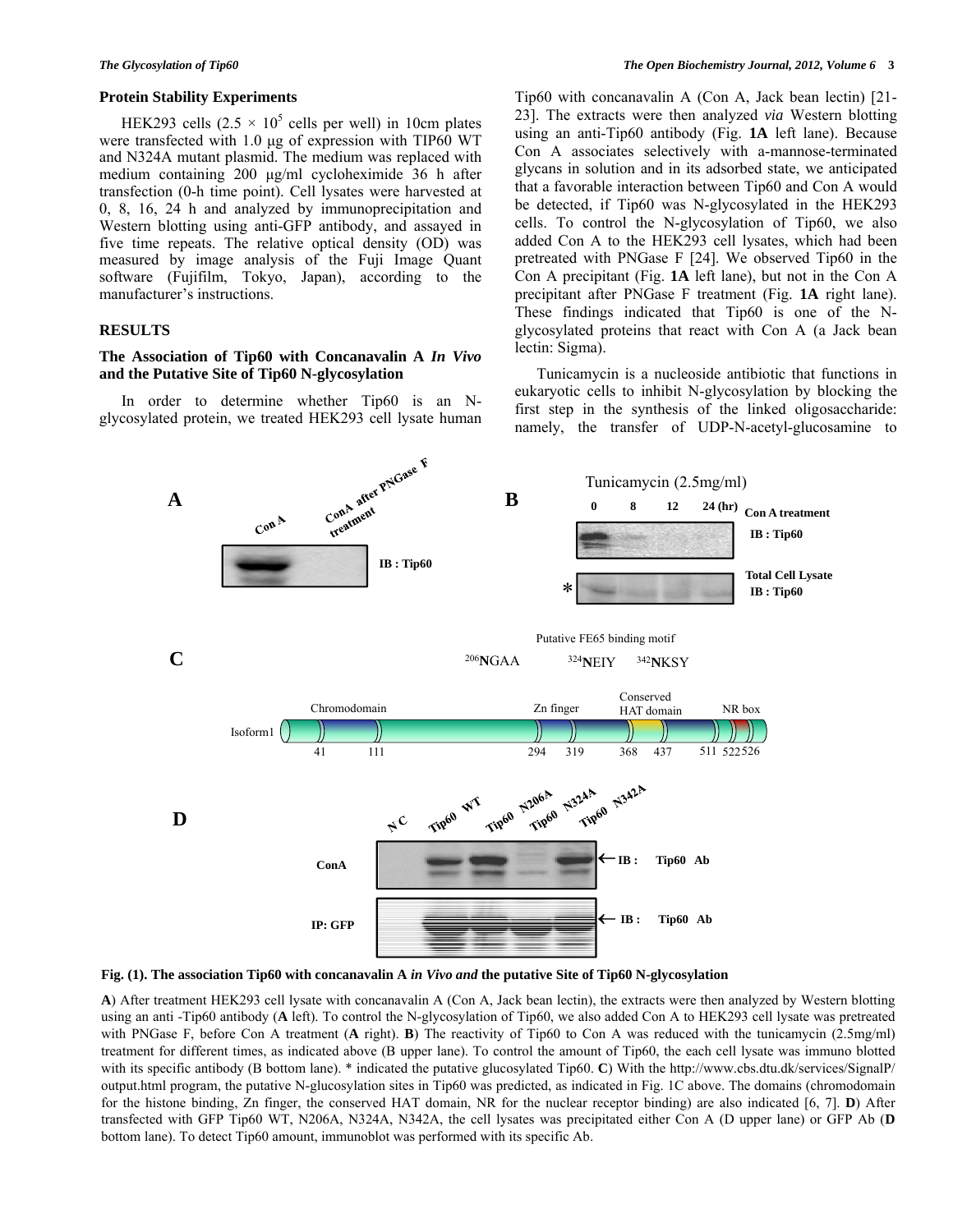## Protein Stability Experiments

HEK293 cells ($2.5 \times 10^5$ cells per well) in 10cm plates were transfected with 1.0 µg of expression with TIP60 WT and N324A mutant plasmid. The medium was replaced with medium containing 200 µg/ml cycloheximide 36 h after transfection (0-h time point). Cell lysates were harvested at 0, 8, 16, 24 h and analyzed by immunoprecipitation and Western blotting using anti-GFP antibody, and assayed in five time repeats. The relative optical density (OD) was measured by image analysis of the Fuji Image Quant software (Fujifilm, Tokyo, Japan), according to the manufacturer's instructions.

## RESULTS

### The Association of Tip60 with Concanavalin A *In Vivo* and the Putative Site of Tip60 N-glycosylation

In order to determine whether Tip60 is an N-glycosylated protein, we treated HEK293 cell lysate human Tip60 with concanavalin A (Con A, Jack bean lectin) [21-23]. The extracts were then analyzed *via* Western blotting using an anti-Tip60 antibody (Fig. **1A** left lane). Because Con A associates selectively with a-mannose-terminated glycans in solution and in its adsorbed state, we anticipated that a favorable interaction between Tip60 and Con A would be detected, if Tip60 was N-glycosylated in the HEK293 cells. To control the N-glycosylation of Tip60, we also added Con A to the HEK293 cell lysates, which had been pretreated with PNGase F [24]. We observed Tip60 in the Con A precipitant (Fig. **1A** left lane), but not in the Con A precipitant after PNGase F treatment (Fig. **1A** right lane). These findings indicated that Tip60 is one of the N-glycosylated proteins that react with Con A (a Jack bean lectin: Sigma).

Tunicamycin is a nucleoside antibiotic that functions in eukaryotic cells to inhibit N-glycosylation by blocking the first step in the synthesis of the linked oligosaccharide: namely, the transfer of UDP-N-acetyl-glucosamine to

A

Con A

ConA after PNGase F treatment

IB : Tip60

B

Tunicamycin (2.5mg/ml)

0 8 12 24 (hr)

Con A treatment

IB : Tip60

Total Cell Lysate

IB : Tip60

*

C

Putative FE65 binding motif

$^{206}$NGAA $^{324}$NEIY $^{342}$NKSY

Chromodomain

Zn finger

Conserved HAT domain

NR box

Isoform1

41 111 294 319 368 437 511 522 526

D

N C

Tip60 WT

Tip60 N206A

Tip60 N324A

Tip60 N342A

ConA

IB : Tip60 Ab

IP: GFP

IB : Tip60 Ab

**Fig. (1). The association Tip60 with concanavalin A *in Vivo and* the putative Site of Tip60 N-glycosylation**

**A**) After treatment HEK293 cell lysate with concanavalin A (Con A, Jack bean lectin), the extracts were then analyzed by Western blotting using an anti -Tip60 antibody (**A** left). To control the N-glycosylation of Tip60, we also added Con A to HEK293 cell lysate was pretreated with PNGase F, before Con A treatment (**A** right). **B**) The reactivity of Tip60 to Con A was reduced with the tunicamycin (2.5mg/ml) treatment for different times, as indicated above (B upper lane). To control the amount of Tip60, the each cell lysate was immuno blotted with its specific antibody (B bottom lane). * indicated the putative glucosylated Tip60. **C**) With the http://www.cbs.dtu.dk/services/SignalP/output.html program, the putative N-glucosylation sites in Tip60 was predicted, as indicated in Fig. 1C above. The domains (chromodomain for the histone binding, Zn finger, the conserved HAT domain, NR for the nuclear receptor binding) are also indicated [6, 7]. **D**) After transfected with GFP Tip60 WT, N206A, N324A, N342A, the cell lysates was precipitated either Con A (D upper lane) or GFP Ab (**D** bottom lane). To detect Tip60 amount, immunoblot was performed with its specific Ab.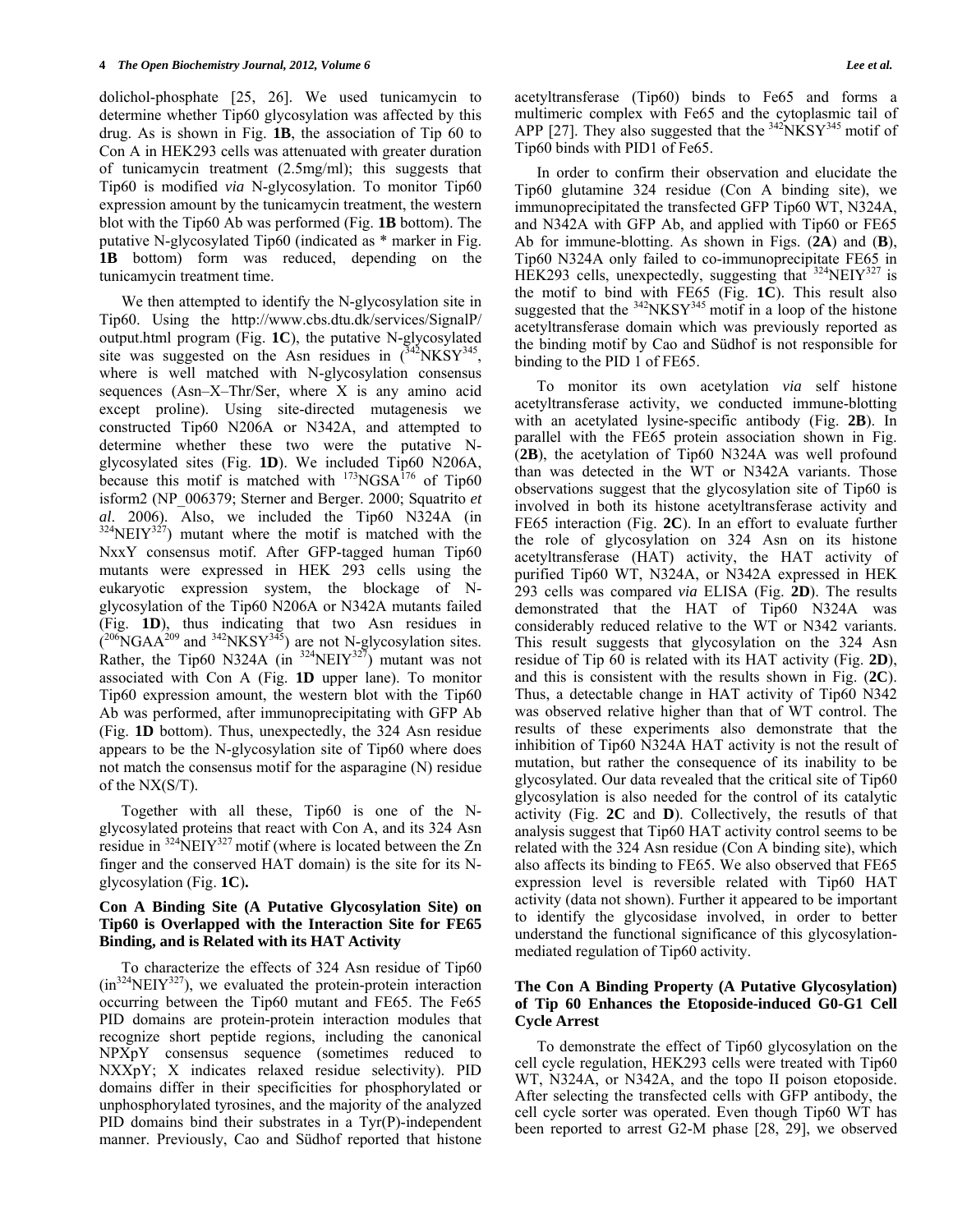dolichol-phosphate [25, 26]. We used tunicamycin to determine whether Tip60 glycosylation was affected by this drug. As is shown in Fig. **1B**, the association of Tip 60 to Con A in HEK293 cells was attenuated with greater duration of tunicamycin treatment (2.5mg/ml); this suggests that Tip60 is modified *via* N-glycosylation. To monitor Tip60 expression amount by the tunicamycin treatment, the western blot with the Tip60 Ab was performed (Fig. **1B** bottom). The putative N-glycosylated Tip60 (indicated as * marker in Fig. **1B** bottom) form was reduced, depending on the tunicamycin treatment time.

We then attempted to identify the N-glycosylation site in Tip60. Using the http://www.cbs.dtu.dk/services/SignalP/output.html program (Fig. **1C**), the putative N-glycosylated site was suggested on the Asn residues in ($^{342}$NKSY$^{345}$, where is well matched with N-glycosylation consensus sequences (Asn–X–Thr/Ser, where X is any amino acid except proline). Using site-directed mutagenesis we constructed Tip60 N206A or N342A, and attempted to determine whether these two were the putative N-glycosylated sites (Fig. **1D**). We included Tip60 N206A, because this motif is matched with $^{173}$NGSA$^{176}$ of Tip60 isform2 (NP_006379; Sterner and Berger. 2000; Squatrito *et al*. 2006). Also, we included the Tip60 N324A (in $^{324}$NEIY$^{327}$) mutant where the motif is matched with the NxxY consensus motif. After GFP-tagged human Tip60 mutants were expressed in HEK 293 cells using the eukaryotic expression system, the blockage of N-glycosylation of the Tip60 N206A or N342A mutants failed (Fig. **1D**), thus indicating that two Asn residues in ($^{206}$NGAA$^{209}$ and $^{342}$NKSY$^{345}$) are not N-glycosylation sites. Rather, the Tip60 N324A (in $^{324}$NEIY$^{327}$) mutant was not associated with Con A (Fig. **1D** upper lane). To monitor Tip60 expression amount, the western blot with the Tip60 Ab was performed, after immunoprecipitating with GFP Ab (Fig. **1D** bottom). Thus, unexpectedly, the 324 Asn residue appears to be the N-glycosylation site of Tip60 where does not match the consensus motif for the asparagine (N) residue of the NX(S/T).

Together with all these, Tip60 is one of the N-glycosylated proteins that react with Con A, and its 324 Asn residue in $^{324}$NEIY$^{327}$ motif (where is located between the Zn finger and the conserved HAT domain) is the site for its N-glycosylation (Fig. **1C**)**.**

### Con A Binding Site (A Putative Glycosylation Site) on Tip60 is Overlapped with the Interaction Site for FE65 Binding, and is Related with its HAT Activity

To characterize the effects of 324 Asn residue of Tip60 (in$^{324}$NEIY$^{327}$), we evaluated the protein-protein interaction occurring between the Tip60 mutant and FE65. The Fe65 PID domains are protein-protein interaction modules that recognize short peptide regions, including the canonical NPXpY consensus sequence (sometimes reduced to NXXpY; X indicates relaxed residue selectivity). PID domains differ in their specificities for phosphorylated or unphosphorylated tyrosines, and the majority of the analyzed PID domains bind their substrates in a Tyr(P)-independent manner. Previously, Cao and Südhof reported that histone acetyltransferase (Tip60) binds to Fe65 and forms a multimeric complex with Fe65 and the cytoplasmic tail of APP [27]. They also suggested that the $^{342}$NKSY$^{345}$ motif of Tip60 binds with PID1 of Fe65.

In order to confirm their observation and elucidate the Tip60 glutamine 324 residue (Con A binding site), we immunoprecipitated the transfected GFP Tip60 WT, N324A, and N342A with GFP Ab, and applied with Tip60 or FE65 Ab for immune-blotting. As shown in Figs. (**2A**) and (**B**), Tip60 N324A only failed to co-immunoprecipitate FE65 in HEK293 cells, unexpectedly, suggesting that $^{324}$NEIY$^{327}$ is the motif to bind with FE65 (Fig. **1C**). This result also suggested that the $^{342}$NKSY$^{345}$ motif in a loop of the histone acetyltransferase domain which was previously reported as the binding motif by Cao and Südhof is not responsible for binding to the PID 1 of FE65.

To monitor its own acetylation *via* self histone acetyltransferase activity, we conducted immune-blotting with an acetylated lysine-specific antibody (Fig. **2B**). In parallel with the FE65 protein association shown in Fig. (**2B**), the acetylation of Tip60 N324A was well profound than was detected in the WT or N342A variants. Those observations suggest that the glycosylation site of Tip60 is involved in both its histone acetyltransferase activity and FE65 interaction (Fig. **2C**). In an effort to evaluate further the role of glycosylation on 324 Asn on its histone acetyltransferase (HAT) activity, the HAT activity of purified Tip60 WT, N324A, or N342A expressed in HEK 293 cells was compared *via* ELISA (Fig. **2D**). The results demonstrated that the HAT of Tip60 N324A was considerably reduced relative to the WT or N342 variants. This result suggests that glycosylation on the 324 Asn residue of Tip 60 is related with its HAT activity (Fig. **2D**), and this is consistent with the results shown in Fig. (**2C**). Thus, a detectable change in HAT activity of Tip60 N342 was observed relative higher than that of WT control. The results of these experiments also demonstrate that the inhibition of Tip60 N324A HAT activity is not the result of mutation, but rather the consequence of its inability to be glycosylated. Our data revealed that the critical site of Tip60 glycosylation is also needed for the control of its catalytic activity (Fig. **2C** and **D**). Collectively, the resutls of that analysis suggest that Tip60 HAT activity control seems to be related with the 324 Asn residue (Con A binding site), which also affects its binding to FE65. We also observed that FE65 expression level is reversible related with Tip60 HAT activity (data not shown). Further it appeared to be important to identify the glycosidase involved, in order to better understand the functional significance of this glycosylation-mediated regulation of Tip60 activity.

### The Con A Binding Property (A Putative Glycosylation) of Tip 60 Enhances the Etoposide-induced G0-G1 Cell Cycle Arrest

To demonstrate the effect of Tip60 glycosylation on the cell cycle regulation, HEK293 cells were treated with Tip60 WT, N324A, or N342A, and the topo II poison etoposide. After selecting the transfected cells with GFP antibody, the cell cycle sorter was operated. Even though Tip60 WT has been reported to arrest G2-M phase [28, 29], we observed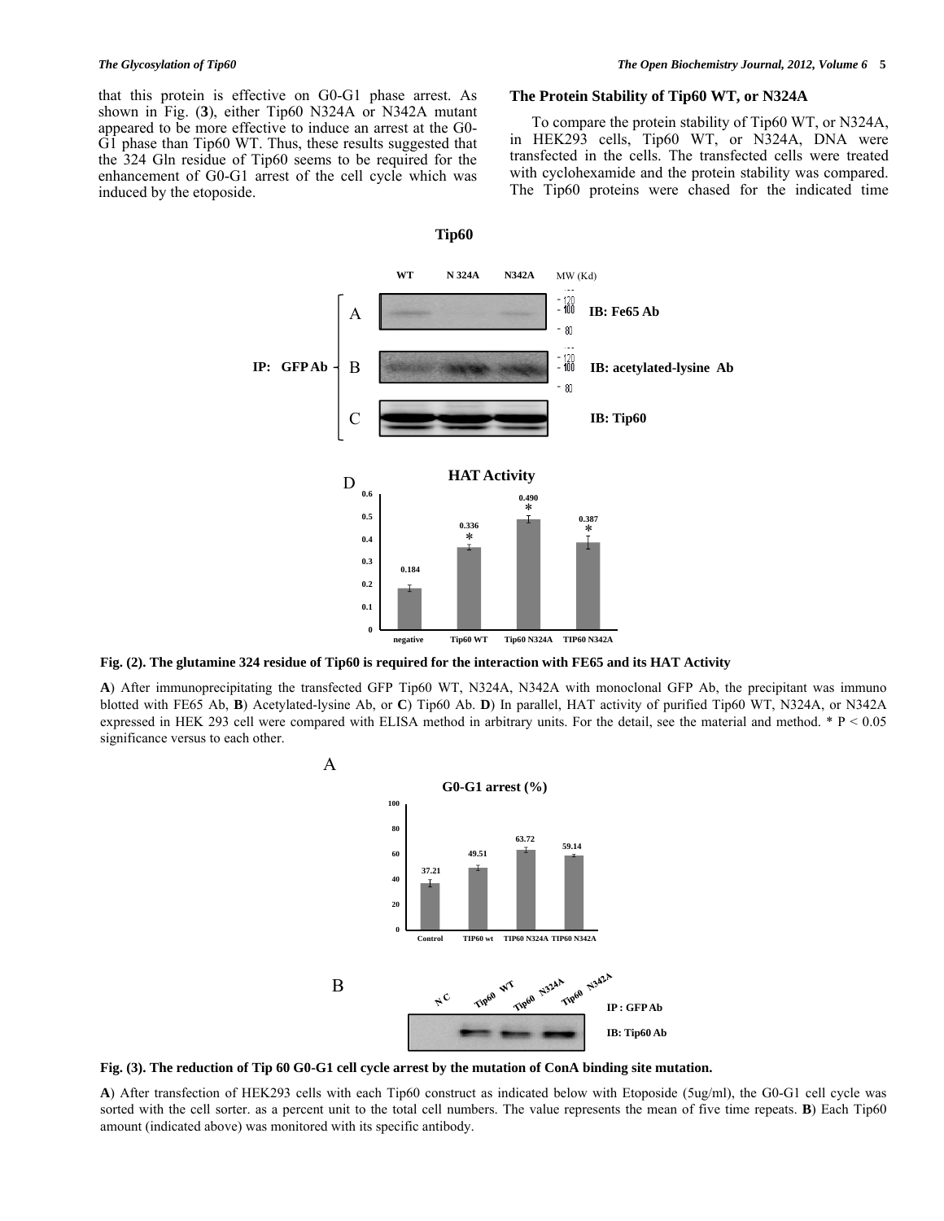that this protein is effective on G0-G1 phase arrest. As shown in Fig. (**3**), either Tip60 N324A or N342A mutant appeared to be more effective to induce an arrest at the G0-G1 phase than Tip60 WT. Thus, these results suggested that the 324 Gln residue of Tip60 seems to be required for the enhancement of G0-G1 arrest of the cell cycle which was induced by the etoposide.

### The Protein Stability of Tip60 WT, or N324A

To compare the protein stability of Tip60 WT, or N324A, in HEK293 cells, Tip60 WT, or N324A, DNA were transfected in the cells. The transfected cells were treated with cyclohexamide and the protein stability was compared. The Tip60 proteins were chased for the indicated time

Tip60

WT N 324A N342A MW (Kd)

IP: GFP Ab

A — IB: Fe65 Ab (120, 100, 80)

B — IB: acetylated-lysine Ab (120, 100, 80)

C — IB: Tip60

D HAT Activity

0.184 negative
0.336 * Tip60 WT
0.490 * Tip60 N324A
0.387 * TIP60 N342A

**Fig. (2). The glutamine 324 residue of Tip60 is required for the interaction with FE65 and its HAT Activity**

**A**) After immunoprecipitating the transfected GFP Tip60 WT, N324A, N342A with monoclonal GFP Ab, the precipitant was immuno blotted with FE65 Ab, **B**) Acetylated-lysine Ab, or **C**) Tip60 Ab. **D**) In parallel, HAT activity of purified Tip60 WT, N324A, or N342A expressed in HEK 293 cell were compared with ELISA method in arbitrary units. For the detail, see the material and method. * P < 0.05 significance versus to each other.

A

G0-G1 arrest (%)

37.21 Control
49.51 TIP60 wt
63.72 TIP60 N324A
59.14 TIP60 N342A

B

N C, Tip60 WT, Tip60 N324A, Tip60 N342A

IP : GFP Ab

IB: Tip60 Ab

**Fig. (3). The reduction of Tip 60 G0-G1 cell cycle arrest by the mutation of ConA binding site mutation.**

**A**) After transfection of HEK293 cells with each Tip60 construct as indicated below with Etoposide (5ug/ml), the G0-G1 cell cycle was sorted with the cell sorter. as a percent unit to the total cell numbers. The value represents the mean of five time repeats. **B**) Each Tip60 amount (indicated above) was monitored with its specific antibody.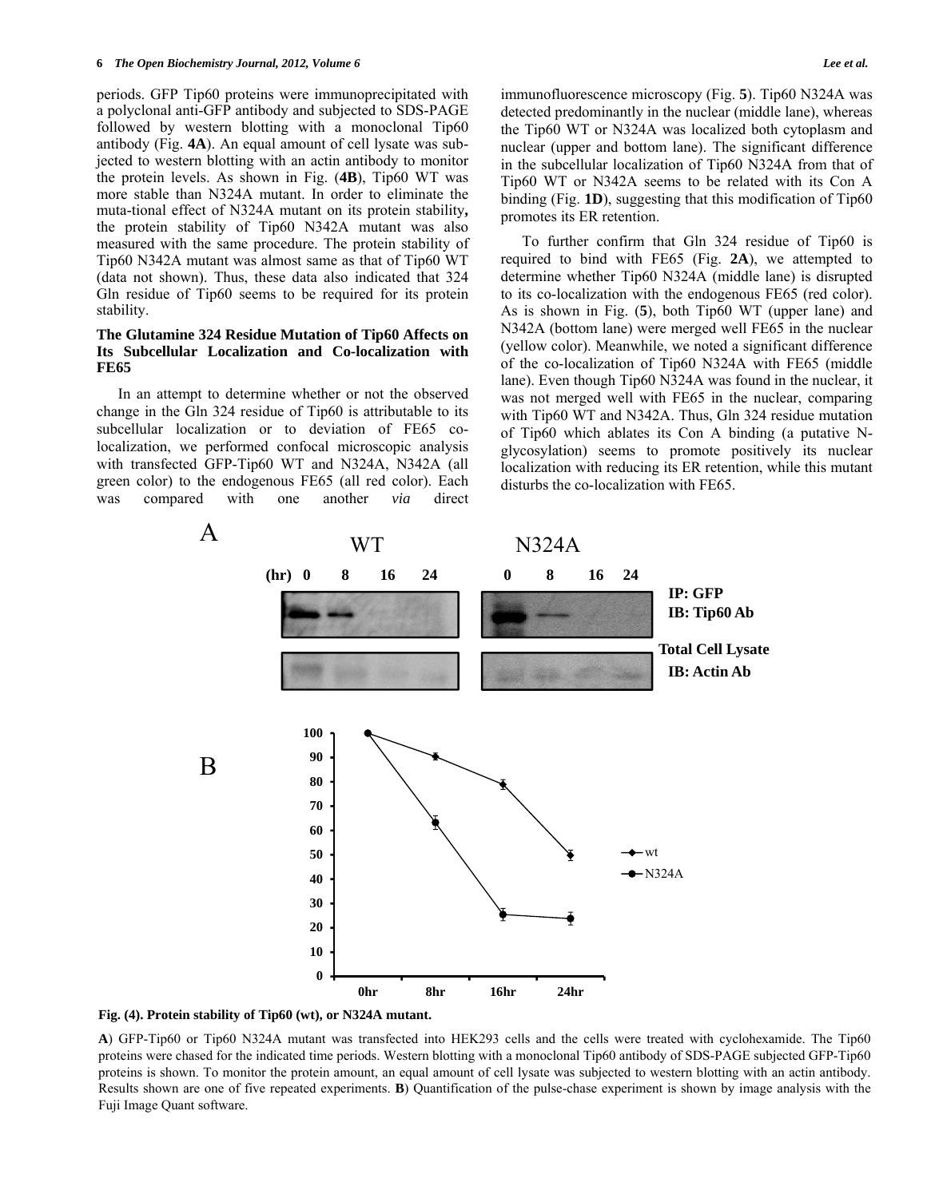periods. GFP Tip60 proteins were immunoprecipitated with a polyclonal anti-GFP antibody and subjected to SDS-PAGE followed by western blotting with a monoclonal Tip60 antibody (Fig. **4A**). An equal amount of cell lysate was subjected to western blotting with an actin antibody to monitor the protein levels. As shown in Fig. (**4B**), Tip60 WT was more stable than N324A mutant. In order to eliminate the muta-tional effect of N324A mutant on its protein stability**,** the protein stability of Tip60 N342A mutant was also measured with the same procedure. The protein stability of Tip60 N342A mutant was almost same as that of Tip60 WT (data not shown). Thus, these data also indicated that 324 Gln residue of Tip60 seems to be required for its protein stability.

### The Glutamine 324 Residue Mutation of Tip60 Affects on Its Subcellular Localization and Co-localization with FE65

In an attempt to determine whether or not the observed change in the Gln 324 residue of Tip60 is attributable to its subcellular localization or to deviation of FE65 co-localization, we performed confocal microscopic analysis with transfected GFP-Tip60 WT and N324A, N342A (all green color) to the endogenous FE65 (all red color). Each was compared with one another *via* direct immunofluorescence microscopy (Fig. **5**). Tip60 N324A was detected predominantly in the nuclear (middle lane), whereas the Tip60 WT or N324A was localized both cytoplasm and nuclear (upper and bottom lane). The significant difference in the subcellular localization of Tip60 N324A from that of Tip60 WT or N342A seems to be related with its Con A binding (Fig. **1D**), suggesting that this modification of Tip60 promotes its ER retention.

To further confirm that Gln 324 residue of Tip60 is required to bind with FE65 (Fig. **2A**), we attempted to determine whether Tip60 N324A (middle lane) is disrupted to its co-localization with the endogenous FE65 (red color). As is shown in Fig. (**5**), both Tip60 WT (upper lane) and N342A (bottom lane) were merged well FE65 in the nuclear (yellow color). Meanwhile, we noted a significant difference of the co-localization of Tip60 N324A with FE65 (middle lane). Even though Tip60 N324A was found in the nuclear, it was not merged well with FE65 in the nuclear, comparing with Tip60 WT and N342A. Thus, Gln 324 residue mutation of Tip60 which ablates its Con A binding (a putative N-glycosylation) seems to promote positively its nuclear localization with reducing its ER retention, while this mutant disturbs the co-localization with FE65.

A

WT | N324A

(hr) 0 8 16 24 | 0 8 16 24

IP: GFP
IB: Tip60 Ab

Total Cell Lysate
IB: Actin Ab

B

100
90
80
70
60
50
40
30
20
10
0

0hr 8hr 16hr 24hr

wt
N324A

**Fig. (4). Protein stability of Tip60 (wt), or N324A mutant.**

**A**) GFP-Tip60 or Tip60 N324A mutant was transfected into HEK293 cells and the cells were treated with cyclohexamide. The Tip60 proteins were chased for the indicated time periods. Western blotting with a monoclonal Tip60 antibody of SDS-PAGE subjected GFP-Tip60 proteins is shown. To monitor the protein amount, an equal amount of cell lysate was subjected to western blotting with an actin antibody. Results shown are one of five repeated experiments. **B**) Quantification of the pulse-chase experiment is shown by image analysis with the Fuji Image Quant software.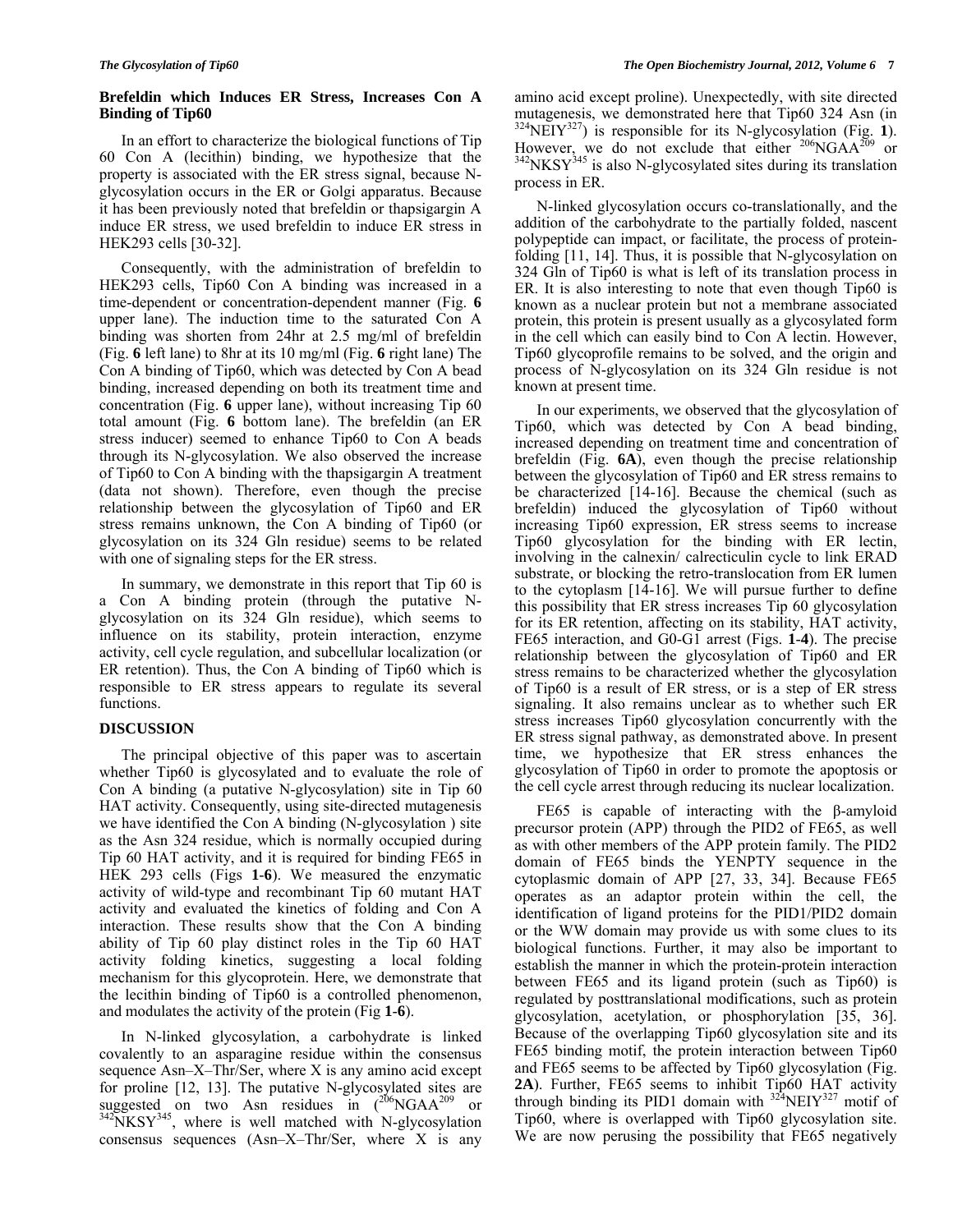### Brefeldin which Induces ER Stress, Increases Con A Binding of Tip60

In an effort to characterize the biological functions of Tip 60 Con A (lecithin) binding, we hypothesize that the property is associated with the ER stress signal, because N-glycosylation occurs in the ER or Golgi apparatus. Because it has been previously noted that brefeldin or thapsigargin A induce ER stress, we used brefeldin to induce ER stress in HEK293 cells [30-32].

Consequently, with the administration of brefeldin to HEK293 cells, Tip60 Con A binding was increased in a time-dependent or concentration-dependent manner (Fig. **6** upper lane). The induction time to the saturated Con A binding was shorten from 24hr at 2.5 mg/ml of brefeldin (Fig. **6** left lane) to 8hr at its 10 mg/ml (Fig. **6** right lane) The Con A binding of Tip60, which was detected by Con A bead binding, increased depending on both its treatment time and concentration (Fig. **6** upper lane), without increasing Tip 60 total amount (Fig. **6** bottom lane). The brefeldin (an ER stress inducer) seemed to enhance Tip60 to Con A beads through its N-glycosylation. We also observed the increase of Tip60 to Con A binding with the thapsigargin A treatment (data not shown). Therefore, even though the precise relationship between the glycosylation of Tip60 and ER stress remains unknown, the Con A binding of Tip60 (or glycosylation on its 324 Gln residue) seems to be related with one of signaling steps for the ER stress.

In summary, we demonstrate in this report that Tip 60 is a Con A binding protein (through the putative N-glycosylation on its 324 Gln residue), which seems to influence on its stability, protein interaction, enzyme activity, cell cycle regulation, and subcellular localization (or ER retention). Thus, the Con A binding of Tip60 which is responsible to ER stress appears to regulate its several functions.

## DISCUSSION

The principal objective of this paper was to ascertain whether Tip60 is glycosylated and to evaluate the role of Con A binding (a putative N-glycosylation) site in Tip 60 HAT activity. Consequently, using site-directed mutagenesis we have identified the Con A binding (N-glycosylation ) site as the Asn 324 residue, which is normally occupied during Tip 60 HAT activity, and it is required for binding FE65 in HEK 293 cells (Figs **1**-**6**). We measured the enzymatic activity of wild-type and recombinant Tip 60 mutant HAT activity and evaluated the kinetics of folding and Con A interaction. These results show that the Con A binding ability of Tip 60 play distinct roles in the Tip 60 HAT activity folding kinetics, suggesting a local folding mechanism for this glycoprotein. Here, we demonstrate that the lecithin binding of Tip60 is a controlled phenomenon, and modulates the activity of the protein (Fig **1**-**6**).

In N-linked glycosylation, a carbohydrate is linked covalently to an asparagine residue within the consensus sequence Asn–X–Thr/Ser, where X is any amino acid except for proline [12, 13]. The putative N-glycosylated sites are suggested on two Asn residues in ($^{206}$NGAA$^{209}$ or $^{342}$NKSY$^{345}$, where is well matched with N-glycosylation consensus sequences (Asn–X–Thr/Ser, where X is any amino acid except proline). Unexpectedly, with site directed mutagenesis, we demonstrated here that Tip60 324 Asn (in $^{324}$NEIY$^{327}$) is responsible for its N-glycosylation (Fig. **1**). However, we do not exclude that either $^{206}$NGAA$^{209}$ or $^{342}$NKSY$^{345}$ is also N-glycosylated sites during its translation process in ER.

N-linked glycosylation occurs co-translationally, and the addition of the carbohydrate to the partially folded, nascent polypeptide can impact, or facilitate, the process of protein-folding [11, 14]. Thus, it is possible that N-glycosylation on 324 Gln of Tip60 is what is left of its translation process in ER. It is also interesting to note that even though Tip60 is known as a nuclear protein but not a membrane associated protein, this protein is present usually as a glycosylated form in the cell which can easily bind to Con A lectin. However, Tip60 glycoprofile remains to be solved, and the origin and process of N-glycosylation on its 324 Gln residue is not known at present time.

In our experiments, we observed that the glycosylation of Tip60, which was detected by Con A bead binding, increased depending on treatment time and concentration of brefeldin (Fig. **6A**), even though the precise relationship between the glycosylation of Tip60 and ER stress remains to be characterized [14-16]. Because the chemical (such as brefeldin) induced the glycosylation of Tip60 without increasing Tip60 expression, ER stress seems to increase Tip60 glycosylation for the binding with ER lectin, involving in the calnexin/ calrecticulin cycle to link ERAD substrate, or blocking the retro-translocation from ER lumen to the cytoplasm [14-16]. We will pursue further to define this possibility that ER stress increases Tip 60 glycosylation for its ER retention, affecting on its stability, HAT activity, FE65 interaction, and G0-G1 arrest (Figs. **1**-**4**). The precise relationship between the glycosylation of Tip60 and ER stress remains to be characterized whether the glycosylation of Tip60 is a result of ER stress, or is a step of ER stress signaling. It also remains unclear as to whether such ER stress increases Tip60 glycosylation concurrently with the ER stress signal pathway, as demonstrated above. In present time, we hypothesize that ER stress enhances the glycosylation of Tip60 in order to promote the apoptosis or the cell cycle arrest through reducing its nuclear localization.

FE65 is capable of interacting with the β-amyloid precursor protein (APP) through the PID2 of FE65, as well as with other members of the APP protein family. The PID2 domain of FE65 binds the YENPTY sequence in the cytoplasmic domain of APP [27, 33, 34]. Because FE65 operates as an adaptor protein within the cell, the identification of ligand proteins for the PID1/PID2 domain or the WW domain may provide us with some clues to its biological functions. Further, it may also be important to establish the manner in which the protein-protein interaction between FE65 and its ligand protein (such as Tip60) is regulated by posttranslational modifications, such as protein glycosylation, acetylation, or phosphorylation [35, 36]. Because of the overlapping Tip60 glycosylation site and its FE65 binding motif, the protein interaction between Tip60 and FE65 seems to be affected by Tip60 glycosylation (Fig. **2A**). Further, FE65 seems to inhibit Tip60 HAT activity through binding its PID1 domain with $^{324}$NEIY$^{327}$ motif of Tip60, where is overlapped with Tip60 glycosylation site. We are now perusing the possibility that FE65 negatively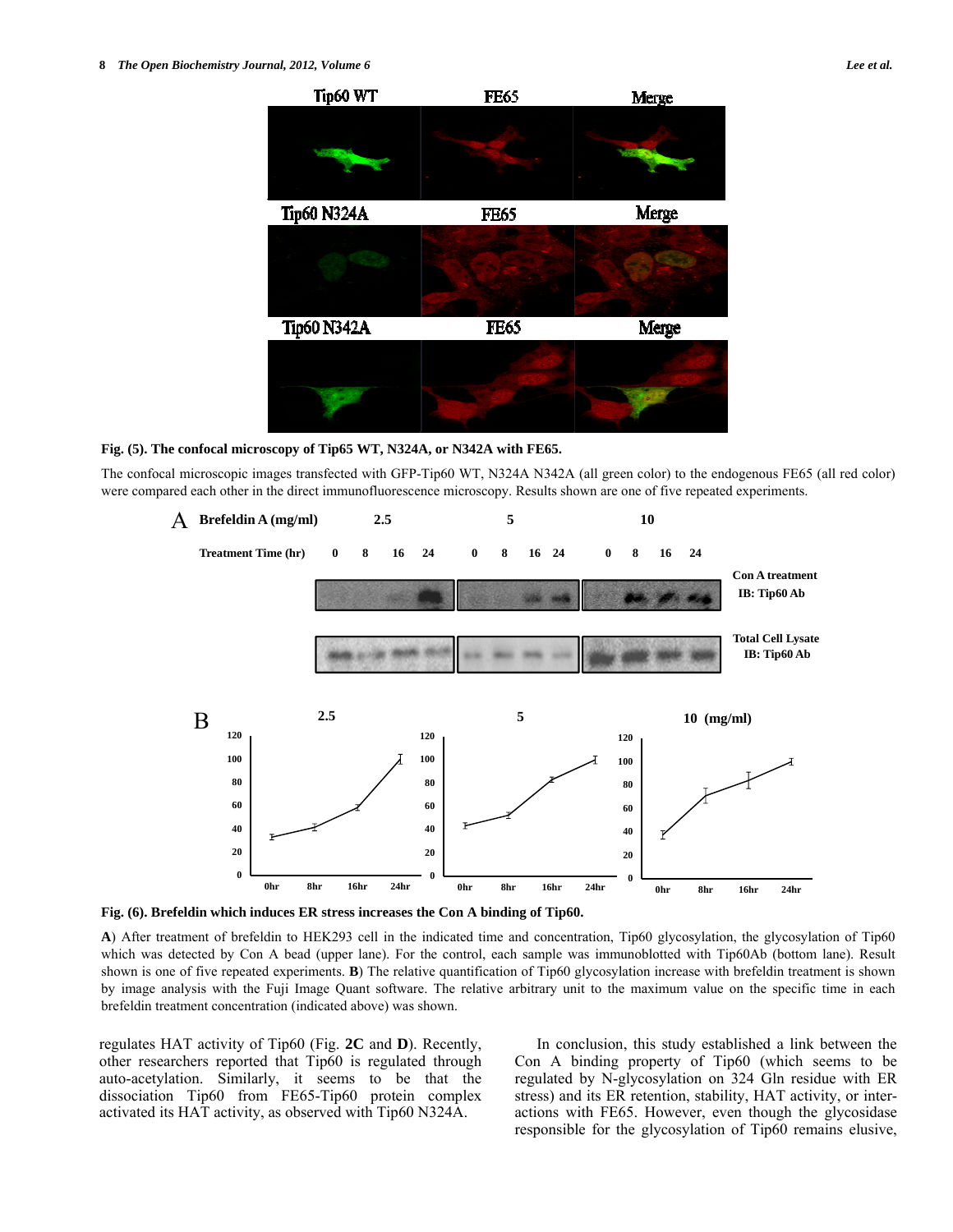**Fig. (5). The confocal microscopy of Tip65 WT, N324A, or N342A with FE65.**

The confocal microscopic images transfected with GFP-Tip60 WT, N324A N342A (all green color) to the endogenous FE65 (all red color) were compared each other in the direct immunofluorescence microscopy. Results shown are one of five repeated experiments.

**Fig. (6). Brefeldin which induces ER stress increases the Con A binding of Tip60.**

**A**) After treatment of brefeldin to HEK293 cell in the indicated time and concentration, Tip60 glycosylation, the glycosylation of Tip60 which was detected by Con A bead (upper lane). For the control, each sample was immunoblotted with Tip60Ab (bottom lane). Result shown is one of five repeated experiments. **B**) The relative quantification of Tip60 glycosylation increase with brefeldin treatment is shown by image analysis with the Fuji Image Quant software. The relative arbitrary unit to the maximum value on the specific time in each brefeldin treatment concentration (indicated above) was shown.

regulates HAT activity of Tip60 (Fig. **2C** and **D**). Recently, other researchers reported that Tip60 is regulated through auto-acetylation. Similarly, it seems to be that the dissociation Tip60 from FE65-Tip60 protein complex activated its HAT activity, as observed with Tip60 N324A.

In conclusion, this study established a link between the Con A binding property of Tip60 (which seems to be regulated by N-glycosylation on 324 Gln residue with ER stress) and its ER retention, stability, HAT activity, or interactions with FE65. However, even though the glycosidase responsible for the glycosylation of Tip60 remains elusive,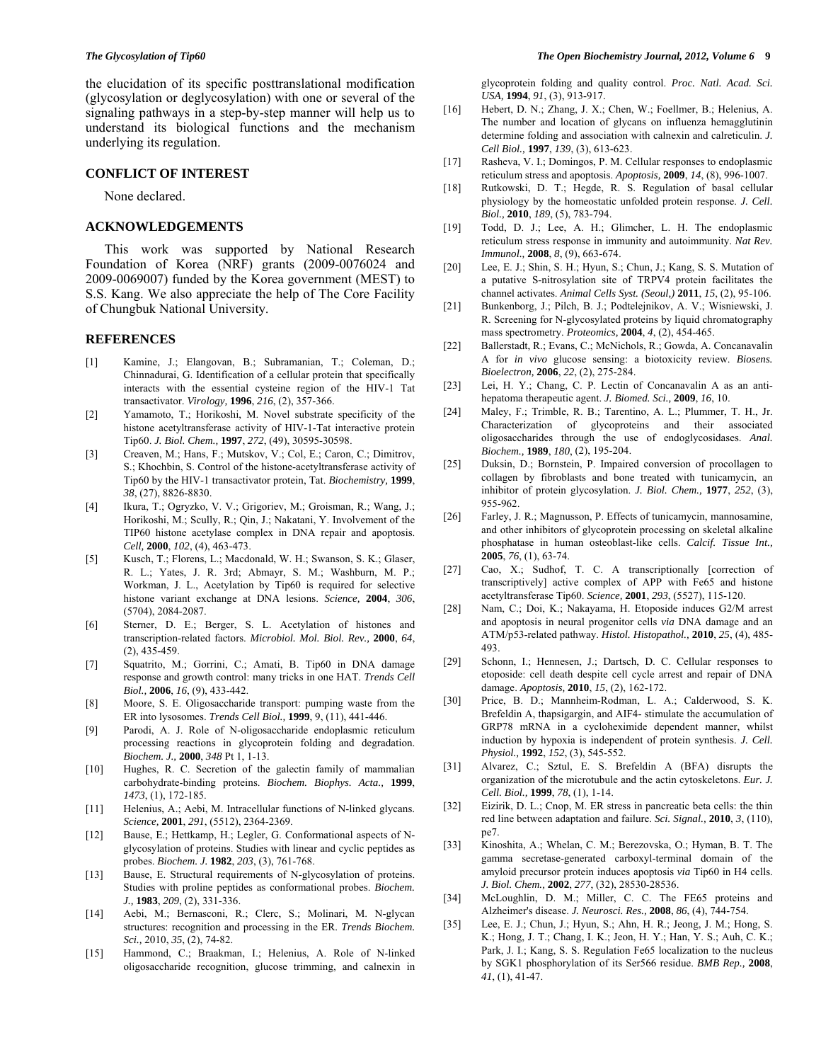the elucidation of its specific posttranslational modification (glycosylation or deglycosylation) with one or several of the signaling pathways in a step-by-step manner will help us to understand its biological functions and the mechanism underlying its regulation.

## CONFLICT OF INTEREST

None declared.

## ACKNOWLEDGEMENTS

This work was supported by National Research Foundation of Korea (NRF) grants (2009-0076024 and 2009-0069007) funded by the Korea government (MEST) to S.S. Kang. We also appreciate the help of The Core Facility of Chungbuk National University.

## REFERENCES

[1] Kamine, J.; Elangovan, B.; Subramanian, T.; Coleman, D.; Chinnadurai, G. Identification of a cellular protein that specifically interacts with the essential cysteine region of the HIV-1 Tat transactivator. *Virology,* **1996**, *216*, (2), 357-366.

[2] Yamamoto, T.; Horikoshi, M. Novel substrate specificity of the histone acetyltransferase activity of HIV-1-Tat interactive protein Tip60. *J. Biol. Chem.,* **1997**, *272*, (49), 30595-30598.

[3] Creaven, M.; Hans, F.; Mutskov, V.; Col, E.; Caron, C.; Dimitrov, S.; Khochbin, S. Control of the histone-acetyltransferase activity of Tip60 by the HIV-1 transactivator protein, Tat. *Biochemistry,* **1999**, *38*, (27), 8826-8830.

[4] Ikura, T.; Ogryzko, V. V.; Grigoriev, M.; Groisman, R.; Wang, J.; Horikoshi, M.; Scully, R.; Qin, J.; Nakatani, Y. Involvement of the TIP60 histone acetylase complex in DNA repair and apoptosis. *Cell,* **2000**, *102*, (4), 463-473.

[5] Kusch, T.; Florens, L.; Macdonald, W. H.; Swanson, S. K.; Glaser, R. L.; Yates, J. R. 3rd; Abmayr, S. M.; Washburn, M. P.; Workman, J. L., Acetylation by Tip60 is required for selective histone variant exchange at DNA lesions. *Science,* **2004**, *306*, (5704), 2084-2087.

[6] Sterner, D. E.; Berger, S. L. Acetylation of histones and transcription-related factors. *Microbiol. Mol. Biol. Rev.,* **2000**, *64*, (2), 435-459.

[7] Squatrito, M.; Gorrini, C.; Amati, B. Tip60 in DNA damage response and growth control: many tricks in one HAT. *Trends Cell Biol.,* **2006**, *16*, (9), 433-442.

[8] Moore, S. E. Oligosaccharide transport: pumping waste from the ER into lysosomes. *Trends Cell Biol.,* **1999**, 9, (11), 441-446.

[9] Parodi, A. J. Role of N-oligosaccharide endoplasmic reticulum processing reactions in glycoprotein folding and degradation. *Biochem. J.,* **2000**, *348* Pt 1, 1-13.

[10] Hughes, R. C. Secretion of the galectin family of mammalian carbohydrate-binding proteins. *Biochem. Biophys. Acta.,* **1999**, *1473*, (1), 172-185.

[11] Helenius, A.; Aebi, M. Intracellular functions of N-linked glycans. *Science,* **2001**, *291*, (5512), 2364-2369.

[12] Bause, E.; Hettkamp, H.; Legler, G. Conformational aspects of N-glycosylation of proteins. Studies with linear and cyclic peptides as probes. *Biochem. J.* **1982**, *203*, (3), 761-768.

[13] Bause, E. Structural requirements of N-glycosylation of proteins. Studies with proline peptides as conformational probes. *Biochem. J.,* **1983**, *209*, (2), 331-336.

[14] Aebi, M.; Bernasconi, R.; Clerc, S.; Molinari, M. N-glycan structures: recognition and processing in the ER. *Trends Biochem. Sci.,* 2010, *35*, (2), 74-82.

[15] Hammond, C.; Braakman, I.; Helenius, A. Role of N-linked oligosaccharide recognition, glucose trimming, and calnexin in glycoprotein folding and quality control. *Proc. Natl. Acad. Sci. USA,* **1994**, *91*, (3), 913-917.

[16] Hebert, D. N.; Zhang, J. X.; Chen, W.; Foellmer, B.; Helenius, A. The number and location of glycans on influenza hemagglutinin determine folding and association with calnexin and calreticulin. *J. Cell Biol.,* **1997**, *139*, (3), 613-623.

[17] Rasheva, V. I.; Domingos, P. M. Cellular responses to endoplasmic reticulum stress and apoptosis. *Apoptosis,* **2009**, *14*, (8), 996-1007.

[18] Rutkowski, D. T.; Hegde, R. S. Regulation of basal cellular physiology by the homeostatic unfolded protein response. *J. Cell. Biol.,* **2010**, *189*, (5), 783-794.

[19] Todd, D. J.; Lee, A. H.; Glimcher, L. H. The endoplasmic reticulum stress response in immunity and autoimmunity. *Nat Rev. Immunol.,* **2008**, *8*, (9), 663-674.

[20] Lee, E. J.; Shin, S. H.; Hyun, S.; Chun, J.; Kang, S. S. Mutation of a putative S-nitrosylation site of TRPV4 protein facilitates the channel activates. *Animal Cells Syst. (Seoul,)* **2011**, *15*, (2), 95-106.

[21] Bunkenborg, J.; Pilch, B. J.; Podtelejnikov, A. V.; Wisniewski, J. R. Screening for N-glycosylated proteins by liquid chromatography mass spectrometry. *Proteomics,* **2004**, *4*, (2), 454-465.

[22] Ballerstadt, R.; Evans, C.; McNichols, R.; Gowda, A. Concanavalin A for *in vivo* glucose sensing: a biotoxicity review. *Biosens. Bioelectron,* **2006**, *22*, (2), 275-284.

[23] Lei, H. Y.; Chang, C. P. Lectin of Concanavalin A as an anti-hepatoma therapeutic agent. *J. Biomed. Sci.,* **2009**, *16*, 10.

[24] Maley, F.; Trimble, R. B.; Tarentino, A. L.; Plummer, T. H., Jr. Characterization of glycoproteins and their associated oligosaccharides through the use of endoglycosidases. *Anal. Biochem.,* **1989**, *180*, (2), 195-204.

[25] Duksin, D.; Bornstein, P. Impaired conversion of procollagen to collagen by fibroblasts and bone treated with tunicamycin, an inhibitor of protein glycosylation. *J. Biol. Chem.,* **1977**, *252*, (3), 955-962.

[26] Farley, J. R.; Magnusson, P. Effects of tunicamycin, mannosamine, and other inhibitors of glycoprotein processing on skeletal alkaline phosphatase in human osteoblast-like cells. *Calcif. Tissue Int.,* **2005**, *76*, (1), 63-74.

[27] Cao, X.; Sudhof, T. C. A transcriptionally [correction of transcriptively] active complex of APP with Fe65 and histone acetyltransferase Tip60. *Science,* **2001**, *293*, (5527), 115-120.

[28] Nam, C.; Doi, K.; Nakayama, H. Etoposide induces G2/M arrest and apoptosis in neural progenitor cells *via* DNA damage and an ATM/p53-related pathway. *Histol. Histopathol.,* **2010**, *25*, (4), 485-493.

[29] Schonn, I.; Hennesen, J.; Dartsch, D. C. Cellular responses to etoposide: cell death despite cell cycle arrest and repair of DNA damage. *Apoptosis,* **2010**, *15*, (2), 162-172.

[30] Price, B. D.; Mannheim-Rodman, L. A.; Calderwood, S. K. Brefeldin A, thapsigargin, and AIF4- stimulate the accumulation of GRP78 mRNA in a cycloheximide dependent manner, whilst induction by hypoxia is independent of protein synthesis. *J. Cell. Physiol.,* **1992**, *152*, (3), 545-552.

[31] Alvarez, C.; Sztul, E. S. Brefeldin A (BFA) disrupts the organization of the microtubule and the actin cytoskeletons. *Eur. J. Cell. Biol.,* **1999**, *78*, (1), 1-14.

[32] Eizirik, D. L.; Cnop, M. ER stress in pancreatic beta cells: the thin red line between adaptation and failure. *Sci. Signal.,* **2010**, *3*, (110), pe7.

[33] Kinoshita, A.; Whelan, C. M.; Berezovska, O.; Hyman, B. T. The gamma secretase-generated carboxyl-terminal domain of the amyloid precursor protein induces apoptosis *via* Tip60 in H4 cells. *J. Biol. Chem.,* **2002**, *277*, (32), 28530-28536.

[34] McLoughlin, D. M.; Miller, C. C. The FE65 proteins and Alzheimer's disease. *J. Neurosci. Res.,* **2008**, *86*, (4), 744-754.

[35] Lee, E. J.; Chun, J.; Hyun, S.; Ahn, H. R.; Jeong, J. M.; Hong, S. K.; Hong, J. T.; Chang, I. K.; Jeon, H. Y.; Han, Y. S.; Auh, C. K.; Park, J. I.; Kang, S. S. Regulation Fe65 localization to the nucleus by SGK1 phosphorylation of its Ser566 residue. *BMB Rep.,* **2008**, *41*, (1), 41-47.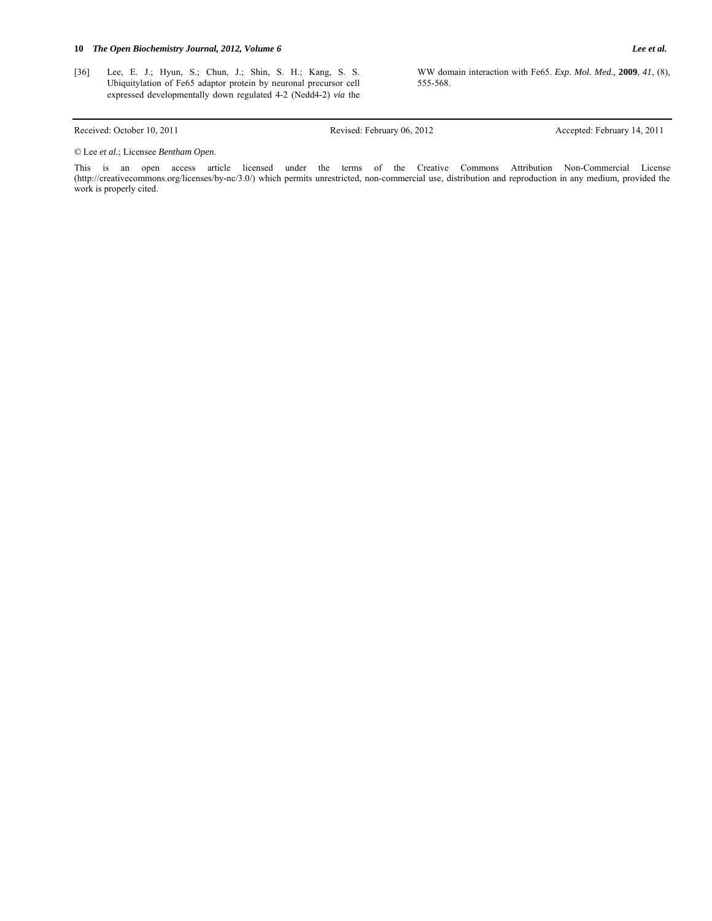[36] Lee, E. J.; Hyun, S.; Chun, J.; Shin, S. H.; Kang, S. S. Ubiquitylation of Fe65 adaptor protein by neuronal precursor cell expressed developmentally down regulated 4-2 (Nedd4-2) *via* the WW domain interaction with Fe65. *Exp. Mol. Med.*, **2009**, *41*, (8), 555-568.

---

Received: October 10, 2011 Revised: February 06, 2012 Accepted: February 14, 2011

© Lee *et al.*; Licensee *Bentham Open*.

This is an open access article licensed under the terms of the Creative Commons Attribution Non-Commercial License (http://creativecommons.org/licenses/by-nc/3.0/) which permits unrestricted, non-commercial use, distribution and reproduction in any medium, provided the work is properly cited.